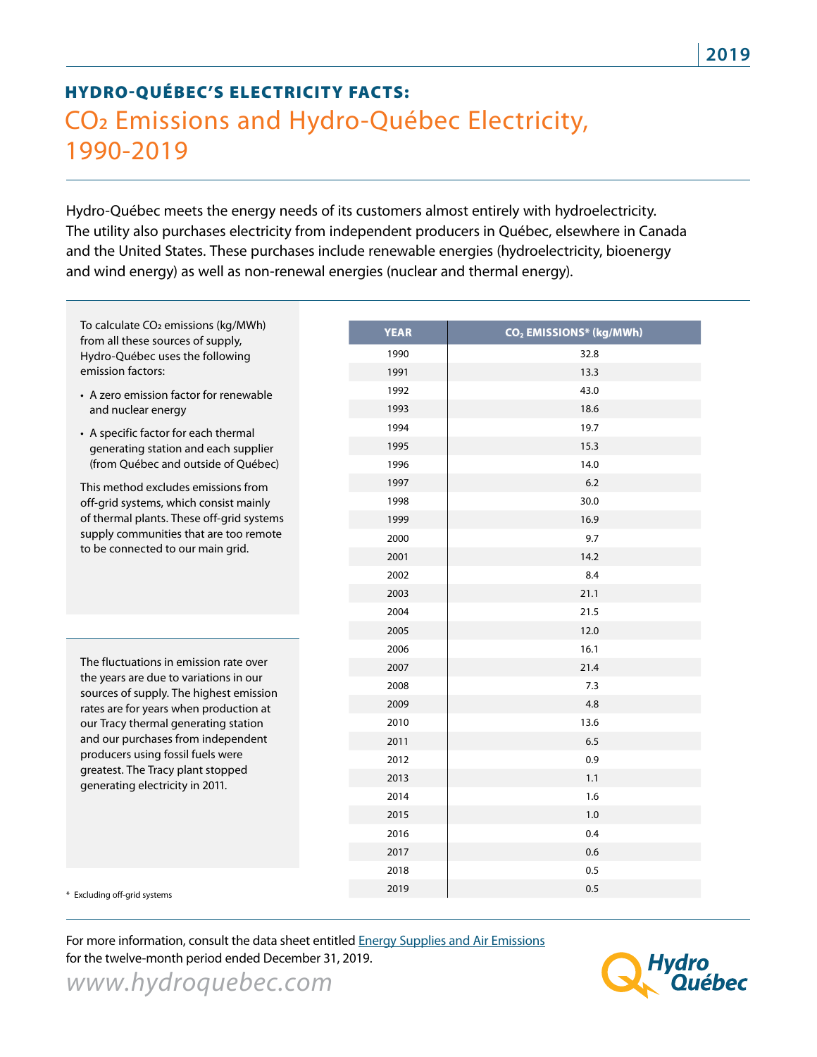# HYDRO-QUÉBEC'S ELECTRICITY FACTS:

## $CO_2$ Emissions and Hydro-Québec Electricity, 1990-2019

Hydro-Québec meets the energy needs of its customers almost entirely with hydroelectricity. The utility also purchases electricity from independent producers in Québec, elsewhere in Canada and the United States. These purchases include renewable energies (hydroelectricity, bioenergy and wind energy) as well as non-renewal energies (nuclear and thermal energy).

To calculate $CO_2$ emissions (kg/MWh) from all these sources of supply, Hydro-Québec uses the following emission factors:

- A zero emission factor for renewable and nuclear energy
- A specific factor for each thermal generating station and each supplier (from Québec and outside of Québec)

This method excludes emissions from off-grid systems, which consist mainly of thermal plants. These off-grid systems supply communities that are too remote to be connected to our main grid.

The fluctuations in emission rate over the years are due to variations in our sources of supply. The highest emission rates are for years when production at our Tracy thermal generating station and our purchases from independent producers using fossil fuels were greatest. The Tracy plant stopped generating electricity in 2011.

| YEAR | $CO_2$ EMISSIONS* (kg/MWh) |
|---|---|
| 1990 | 32.8 |
| 1991 | 13.3 |
| 1992 | 43.0 |
| 1993 | 18.6 |
| 1994 | 19.7 |
| 1995 | 15.3 |
| 1996 | 14.0 |
| 1997 | 6.2 |
| 1998 | 30.0 |
| 1999 | 16.9 |
| 2000 | 9.7 |
| 2001 | 14.2 |
| 2002 | 8.4 |
| 2003 | 21.1 |
| 2004 | 21.5 |
| 2005 | 12.0 |
| 2006 | 16.1 |
| 2007 | 21.4 |
| 2008 | 7.3 |
| 2009 | 4.8 |
| 2010 | 13.6 |
| 2011 | 6.5 |
| 2012 | 0.9 |
| 2013 | 1.1 |
| 2014 | 1.6 |
| 2015 | 1.0 |
| 2016 | 0.4 |
| 2017 | 0.6 |
| 2018 | 0.5 |
| 2019 | 0.5 |

\* Excluding off-grid systems

For more information, consult the data sheet entitled Energy Supplies and Air Emissions for the twelve-month period ended December 31, 2019.

*www.hydroquebec.com*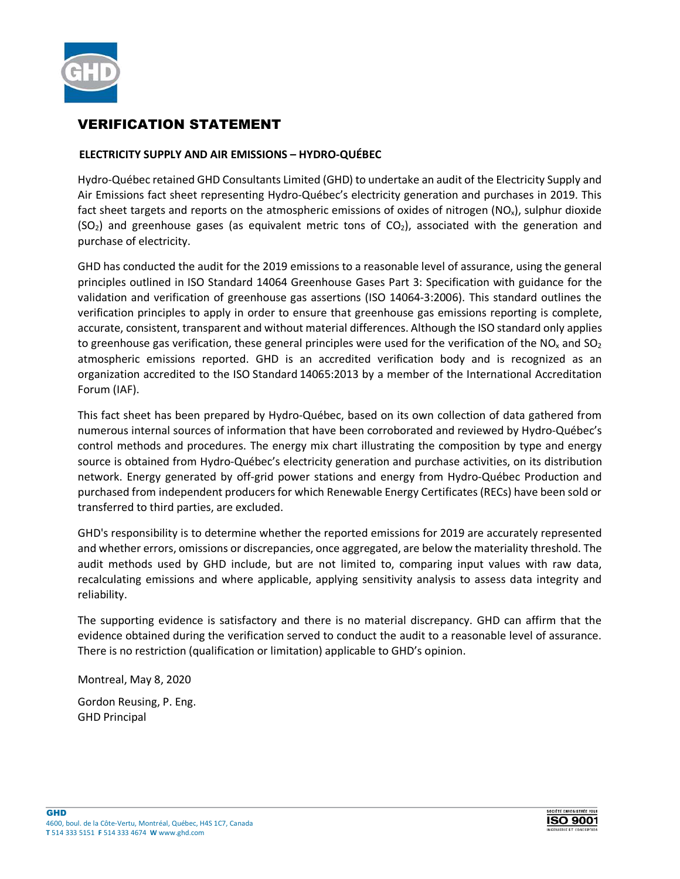# VERIFICATION STATEMENT

## ELECTRICITY SUPPLY AND AIR EMISSIONS – HYDRO-QUÉBEC

Hydro-Québec retained GHD Consultants Limited (GHD) to undertake an audit of the Electricity Supply and Air Emissions fact sheet representing Hydro-Québec's electricity generation and purchases in 2019. This fact sheet targets and reports on the atmospheric emissions of oxides of nitrogen ($NO_x$), sulphur dioxide ($SO_2$) and greenhouse gases (as equivalent metric tons of $CO_2$), associated with the generation and purchase of electricity.

GHD has conducted the audit for the 2019 emissions to a reasonable level of assurance, using the general principles outlined in ISO Standard 14064 Greenhouse Gases Part 3: Specification with guidance for the validation and verification of greenhouse gas assertions (ISO 14064-3:2006). This standard outlines the verification principles to apply in order to ensure that greenhouse gas emissions reporting is complete, accurate, consistent, transparent and without material differences. Although the ISO standard only applies to greenhouse gas verification, these general principles were used for the verification of the $NO_x$ and $SO_2$ atmospheric emissions reported. GHD is an accredited verification body and is recognized as an organization accredited to the ISO Standard 14065:2013 by a member of the International Accreditation Forum (IAF).

This fact sheet has been prepared by Hydro-Québec, based on its own collection of data gathered from numerous internal sources of information that have been corroborated and reviewed by Hydro-Québec's control methods and procedures. The energy mix chart illustrating the composition by type and energy source is obtained from Hydro-Québec's electricity generation and purchase activities, on its distribution network. Energy generated by off-grid power stations and energy from Hydro-Québec Production and purchased from independent producers for which Renewable Energy Certificates (RECs) have been sold or transferred to third parties, are excluded.

GHD's responsibility is to determine whether the reported emissions for 2019 are accurately represented and whether errors, omissions or discrepancies, once aggregated, are below the materiality threshold. The audit methods used by GHD include, but are not limited to, comparing input values with raw data, recalculating emissions and where applicable, applying sensitivity analysis to assess data integrity and reliability.

The supporting evidence is satisfactory and there is no material discrepancy. GHD can affirm that the evidence obtained during the verification served to conduct the audit to a reasonable level of assurance. There is no restriction (qualification or limitation) applicable to GHD's opinion.

Montreal, May 8, 2020

Gordon Reusing, P. Eng.
GHD Principal

**GHD**
4600, boul. de la Côte-Vertu, Montréal, Québec, H4S 1C7, Canada
**T** 514 333 5151 **F** 514 333 4674 **W** www.ghd.com

SOCIÉTÉ ENREGISTRÉE POUR ISO 9001 INGÉNIERIE ET CONCEPTION